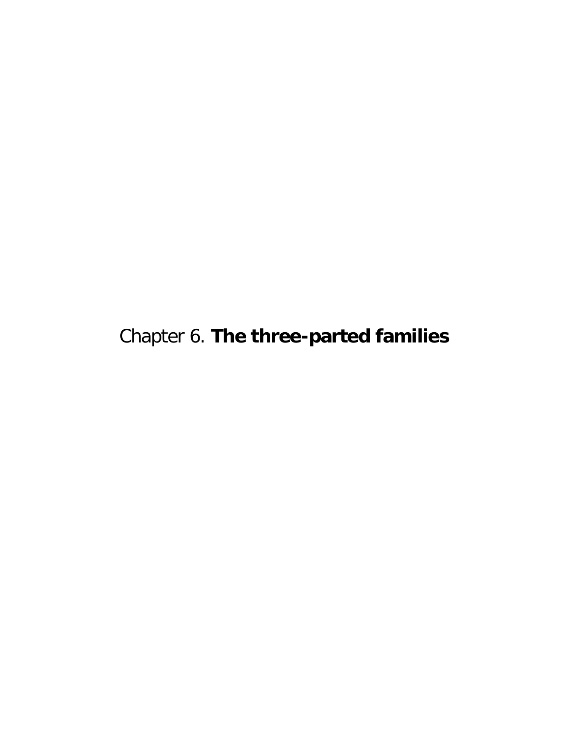# Chapter 6. **The three-parted families**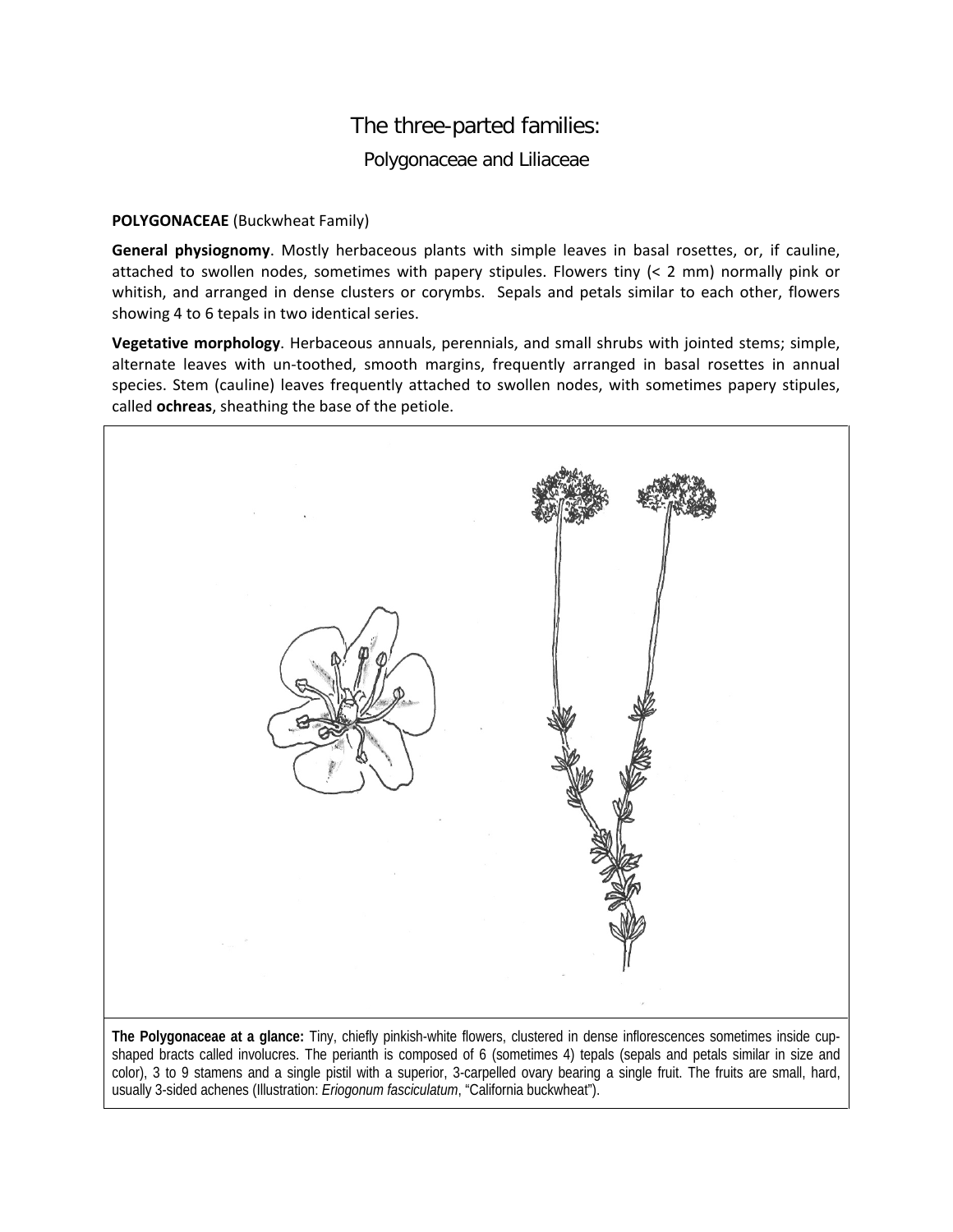# The three-parted families:

## Polygonaceae and Liliaceae

**POLYGONACEAE** (Buckwheat Family)

**General physiognomy**. Mostly herbaceous plants with simple leaves in basal rosettes, or, if cauline, attached to swollen nodes, sometimes with papery stipules. Flowers tiny (< 2 mm) normally pink or whitish, and arranged in dense clusters or corymbs. Sepals and petals similar to each other, flowers showing 4 to 6 tepals in two identical series.

**Vegetative morphology**. Herbaceous annuals, perennials, and small shrubs with jointed stems; simple, alternate leaves with un-toothed, smooth margins, frequently arranged in basal rosettes in annual species. Stem (cauline) leaves frequently attached to swollen nodes, with sometimes papery stipules, called **ochreas**, sheathing the base of the petiole.

**The Polygonaceae at a glance:** Tiny, chiefly pinkish-white flowers, clustered in dense inflorescences sometimes inside cup-shaped bracts called involucres. The perianth is composed of 6 (sometimes 4) tepals (sepals and petals similar in size and color), 3 to 9 stamens and a single pistil with a superior, 3-carpelled ovary bearing a single fruit. The fruits are small, hard, usually 3-sided achenes (Illustration: *Eriogonum fasciculatum*, "California buckwheat").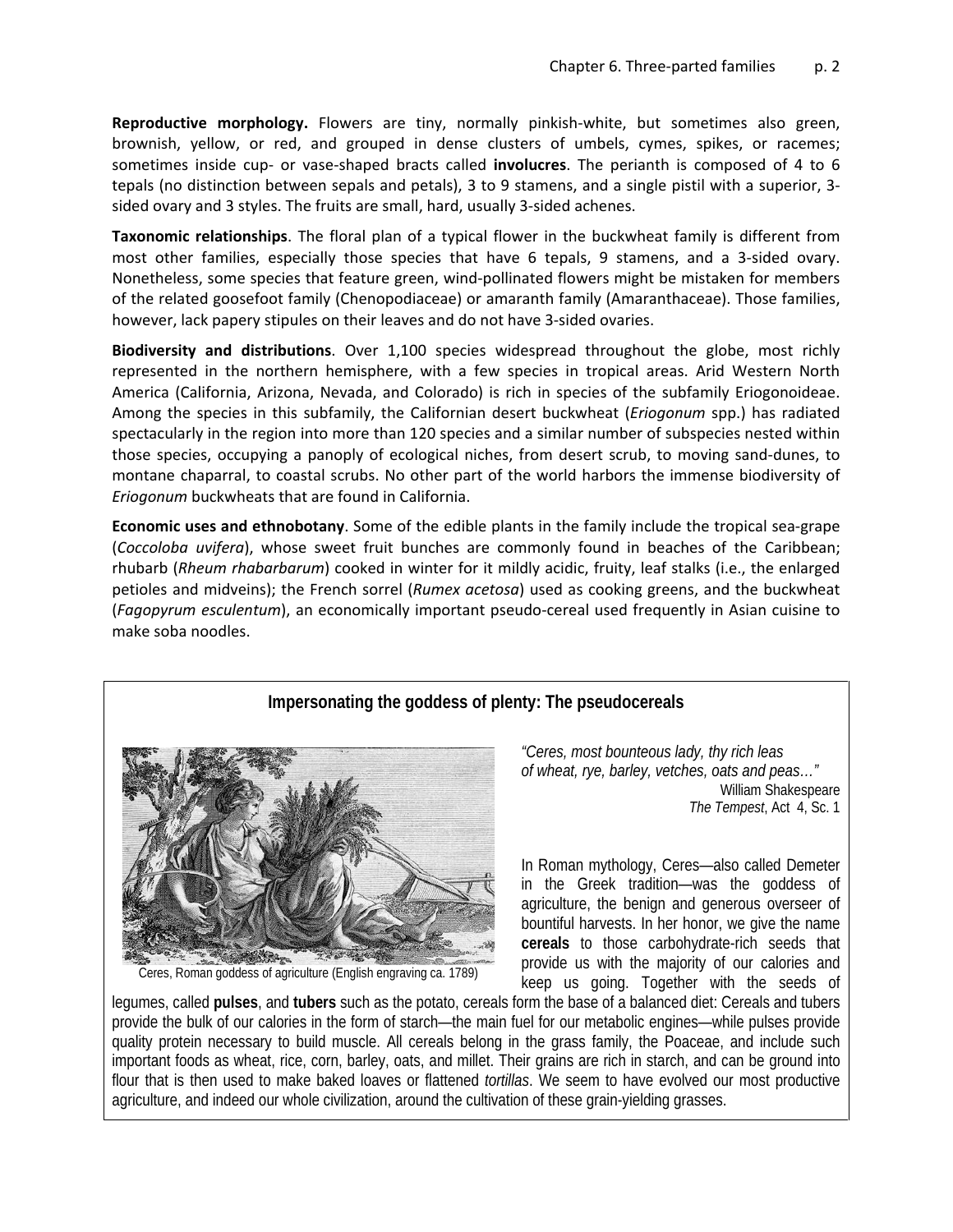**Reproductive morphology.** Flowers are tiny, normally pinkish-white, but sometimes also green, brownish, yellow, or red, and grouped in dense clusters of umbels, cymes, spikes, or racemes; sometimes inside cup- or vase-shaped bracts called **involucres**. The perianth is composed of 4 to 6 tepals (no distinction between sepals and petals), 3 to 9 stamens, and a single pistil with a superior, 3-sided ovary and 3 styles. The fruits are small, hard, usually 3-sided achenes.

**Taxonomic relationships**. The floral plan of a typical flower in the buckwheat family is different from most other families, especially those species that have 6 tepals, 9 stamens, and a 3-sided ovary. Nonetheless, some species that feature green, wind-pollinated flowers might be mistaken for members of the related goosefoot family (Chenopodiaceae) or amaranth family (Amaranthaceae). Those families, however, lack papery stipules on their leaves and do not have 3-sided ovaries.

**Biodiversity and distributions**. Over 1,100 species widespread throughout the globe, most richly represented in the northern hemisphere, with a few species in tropical areas. Arid Western North America (California, Arizona, Nevada, and Colorado) is rich in species of the subfamily Eriogonoideae. Among the species in this subfamily, the Californian desert buckwheat (*Eriogonum* spp.) has radiated spectacularly in the region into more than 120 species and a similar number of subspecies nested within those species, occupying a panoply of ecological niches, from desert scrub, to moving sand-dunes, to montane chaparral, to coastal scrubs. No other part of the world harbors the immense biodiversity of *Eriogonum* buckwheats that are found in California.

**Economic uses and ethnobotany**. Some of the edible plants in the family include the tropical sea-grape (*Coccoloba uvifera*), whose sweet fruit bunches are commonly found in beaches of the Caribbean; rhubarb (*Rheum rhabarbarum*) cooked in winter for it mildly acidic, fruity, leaf stalks (i.e., the enlarged petioles and midveins); the French sorrel (*Rumex acetosa*) used as cooking greens, and the buckwheat (*Fagopyrum esculentum*), an economically important pseudo-cereal used frequently in Asian cuisine to make soba noodles.

### Impersonating the goddess of plenty: The pseudocereals

Ceres, Roman goddess of agriculture (English engraving ca. 1789)

*"Ceres, most bounteous lady, thy rich leas of wheat, rye, barley, vetches, oats and peas…"*
William Shakespeare
*The Tempest*, Act 4, Sc. 1

In Roman mythology, Ceres—also called Demeter in the Greek tradition—was the goddess of agriculture, the benign and generous overseer of bountiful harvests. In her honor, we give the name **cereals** to those carbohydrate-rich seeds that provide us with the majority of our calories and keep us going. Together with the seeds of legumes, called **pulses**, and **tubers** such as the potato, cereals form the base of a balanced diet: Cereals and tubers provide the bulk of our calories in the form of starch—the main fuel for our metabolic engines—while pulses provide quality protein necessary to build muscle. All cereals belong in the grass family, the Poaceae, and include such important foods as wheat, rice, corn, barley, oats, and millet. Their grains are rich in starch, and can be ground into flour that is then used to make baked loaves or flattened *tortillas*. We seem to have evolved our most productive agriculture, and indeed our whole civilization, around the cultivation of these grain-yielding grasses.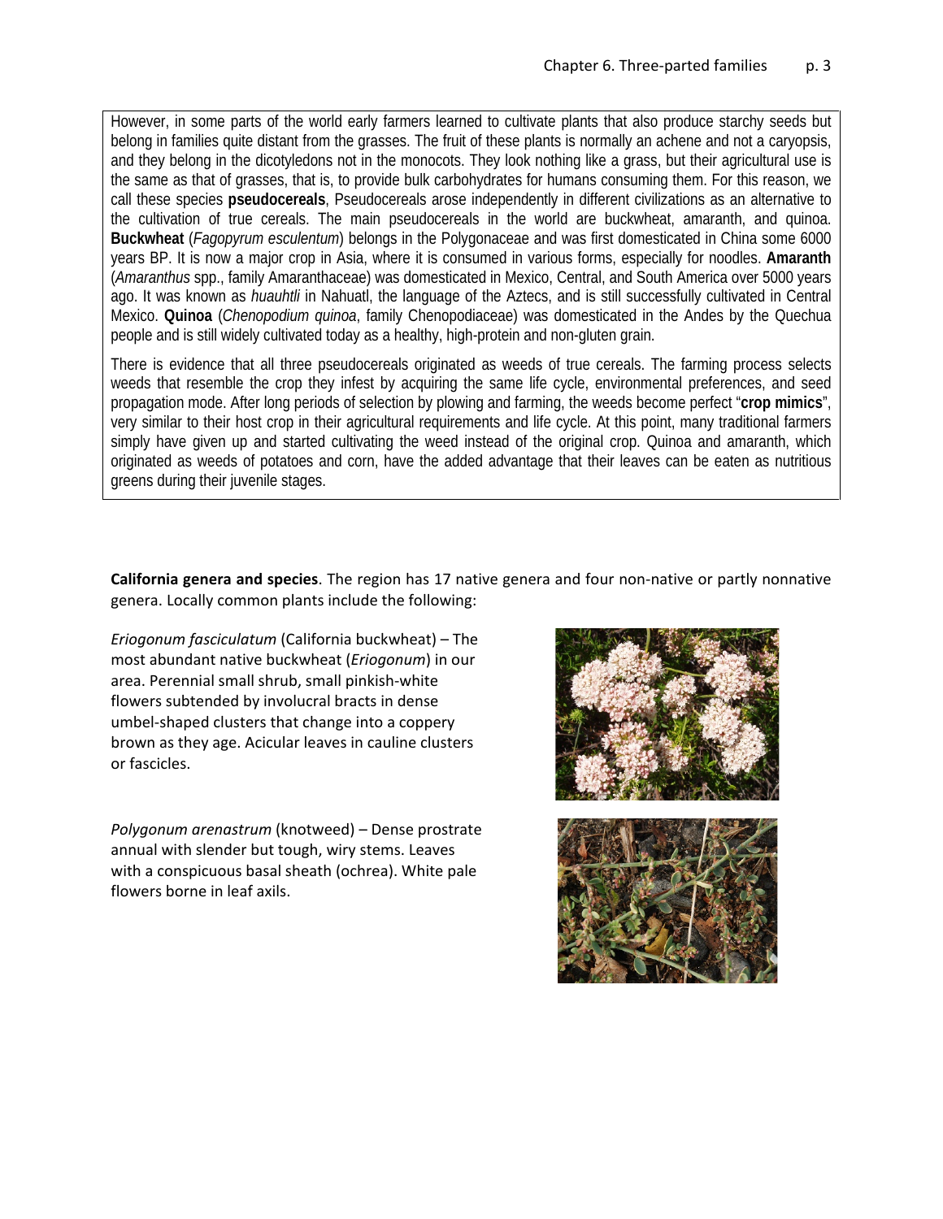However, in some parts of the world early farmers learned to cultivate plants that also produce starchy seeds but belong in families quite distant from the grasses. The fruit of these plants is normally an achene and not a caryopsis, and they belong in the dicotyledons not in the monocots. They look nothing like a grass, but their agricultural use is the same as that of grasses, that is, to provide bulk carbohydrates for humans consuming them. For this reason, we call these species **pseudocereals**, Pseudocereals arose independently in different civilizations as an alternative to the cultivation of true cereals. The main pseudocereals in the world are buckwheat, amaranth, and quinoa. **Buckwheat** (*Fagopyrum esculentum*) belongs in the Polygonaceae and was first domesticated in China some 6000 years BP. It is now a major crop in Asia, where it is consumed in various forms, especially for noodles. **Amaranth** (*Amaranthus* spp., family Amaranthaceae) was domesticated in Mexico, Central, and South America over 5000 years ago. It was known as *huauhtli* in Nahuatl, the language of the Aztecs, and is still successfully cultivated in Central Mexico. **Quinoa** (*Chenopodium quinoa*, family Chenopodiaceae) was domesticated in the Andes by the Quechua people and is still widely cultivated today as a healthy, high-protein and non-gluten grain.

There is evidence that all three pseudocereals originated as weeds of true cereals. The farming process selects weeds that resemble the crop they infest by acquiring the same life cycle, environmental preferences, and seed propagation mode. After long periods of selection by plowing and farming, the weeds become perfect "**crop mimics**", very similar to their host crop in their agricultural requirements and life cycle. At this point, many traditional farmers simply have given up and started cultivating the weed instead of the original crop. Quinoa and amaranth, which originated as weeds of potatoes and corn, have the added advantage that their leaves can be eaten as nutritious greens during their juvenile stages.

**California genera and species**. The region has 17 native genera and four non-native or partly nonnative genera. Locally common plants include the following:

*Eriogonum fasciculatum* (California buckwheat) – The most abundant native buckwheat (*Eriogonum*) in our area. Perennial small shrub, small pinkish-white flowers subtended by involucral bracts in dense umbel-shaped clusters that change into a coppery brown as they age. Acicular leaves in cauline clusters or fascicles.

*Polygonum arenastrum* (knotweed) – Dense prostrate annual with slender but tough, wiry stems. Leaves with a conspicuous basal sheath (ochrea). White pale flowers borne in leaf axils.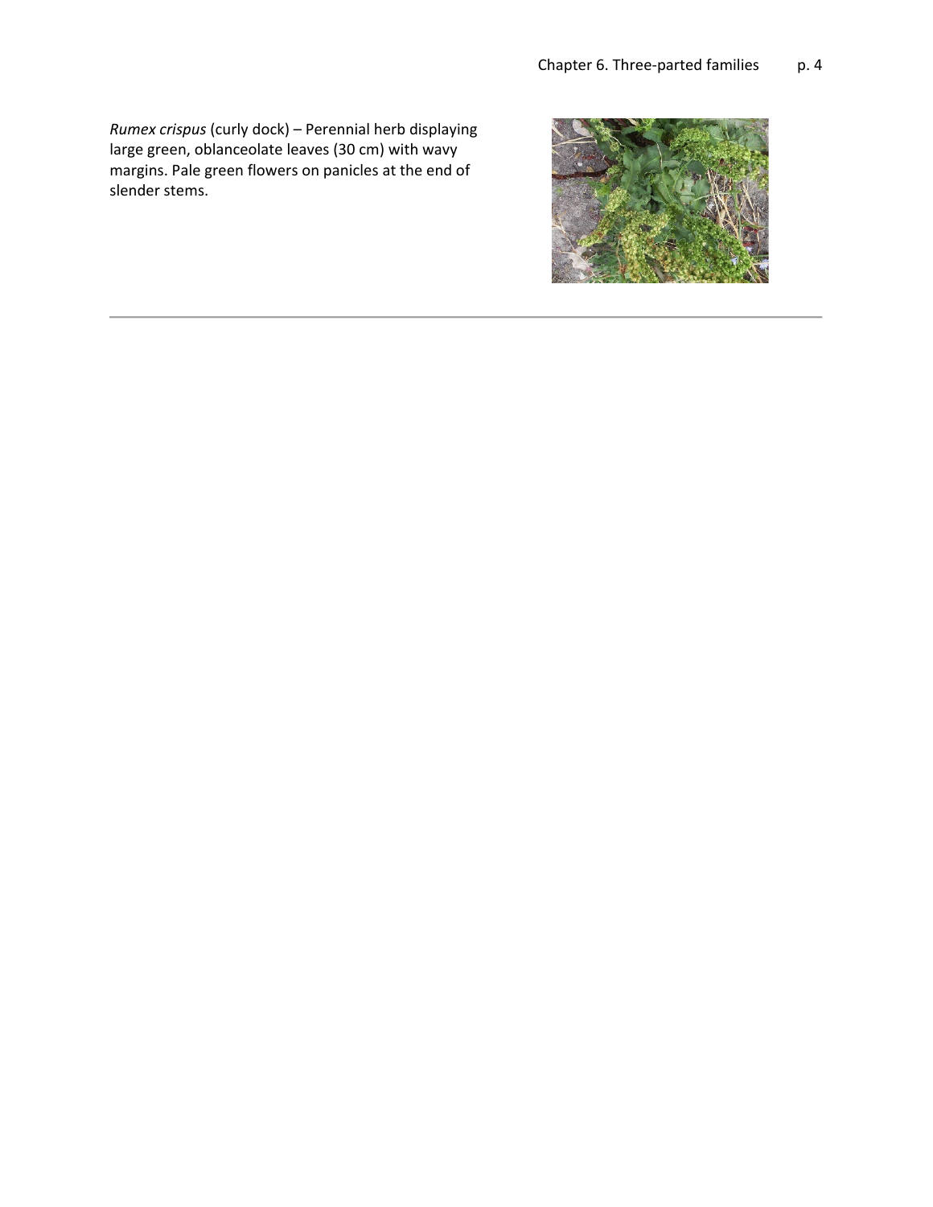*Rumex crispus* (curly dock) – Perennial herb displaying large green, oblanceolate leaves (30 cm) with wavy margins. Pale green flowers on panicles at the end of slender stems.

---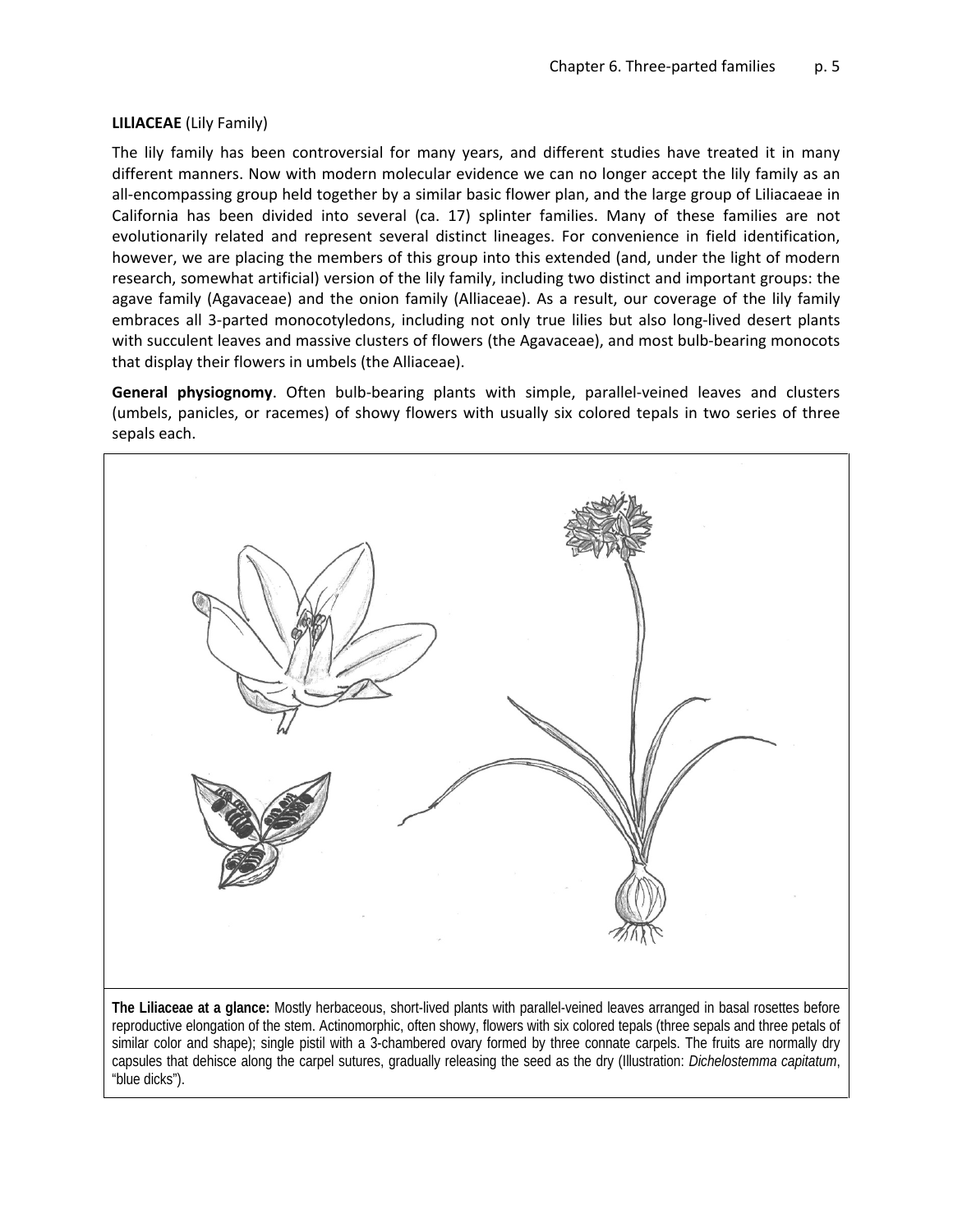**LILIACEAE** (Lily Family)

The lily family has been controversial for many years, and different studies have treated it in many different manners. Now with modern molecular evidence we can no longer accept the lily family as an all-encompassing group held together by a similar basic flower plan, and the large group of Liliacaeae in California has been divided into several (ca. 17) splinter families. Many of these families are not evolutionarily related and represent several distinct lineages. For convenience in field identification, however, we are placing the members of this group into this extended (and, under the light of modern research, somewhat artificial) version of the lily family, including two distinct and important groups: the agave family (Agavaceae) and the onion family (Alliaceae). As a result, our coverage of the lily family embraces all 3-parted monocotyledons, including not only true lilies but also long-lived desert plants with succulent leaves and massive clusters of flowers (the Agavaceae), and most bulb-bearing monocots that display their flowers in umbels (the Alliaceae).

**General physiognomy**. Often bulb-bearing plants with simple, parallel-veined leaves and clusters (umbels, panicles, or racemes) of showy flowers with usually six colored tepals in two series of three sepals each.

**The Liliaceae at a glance:** Mostly herbaceous, short-lived plants with parallel-veined leaves arranged in basal rosettes before reproductive elongation of the stem. Actinomorphic, often showy, flowers with six colored tepals (three sepals and three petals of similar color and shape); single pistil with a 3-chambered ovary formed by three connate carpels. The fruits are normally dry capsules that dehisce along the carpel sutures, gradually releasing the seed as the dry (Illustration: *Dichelostemma capitatum*, "blue dicks").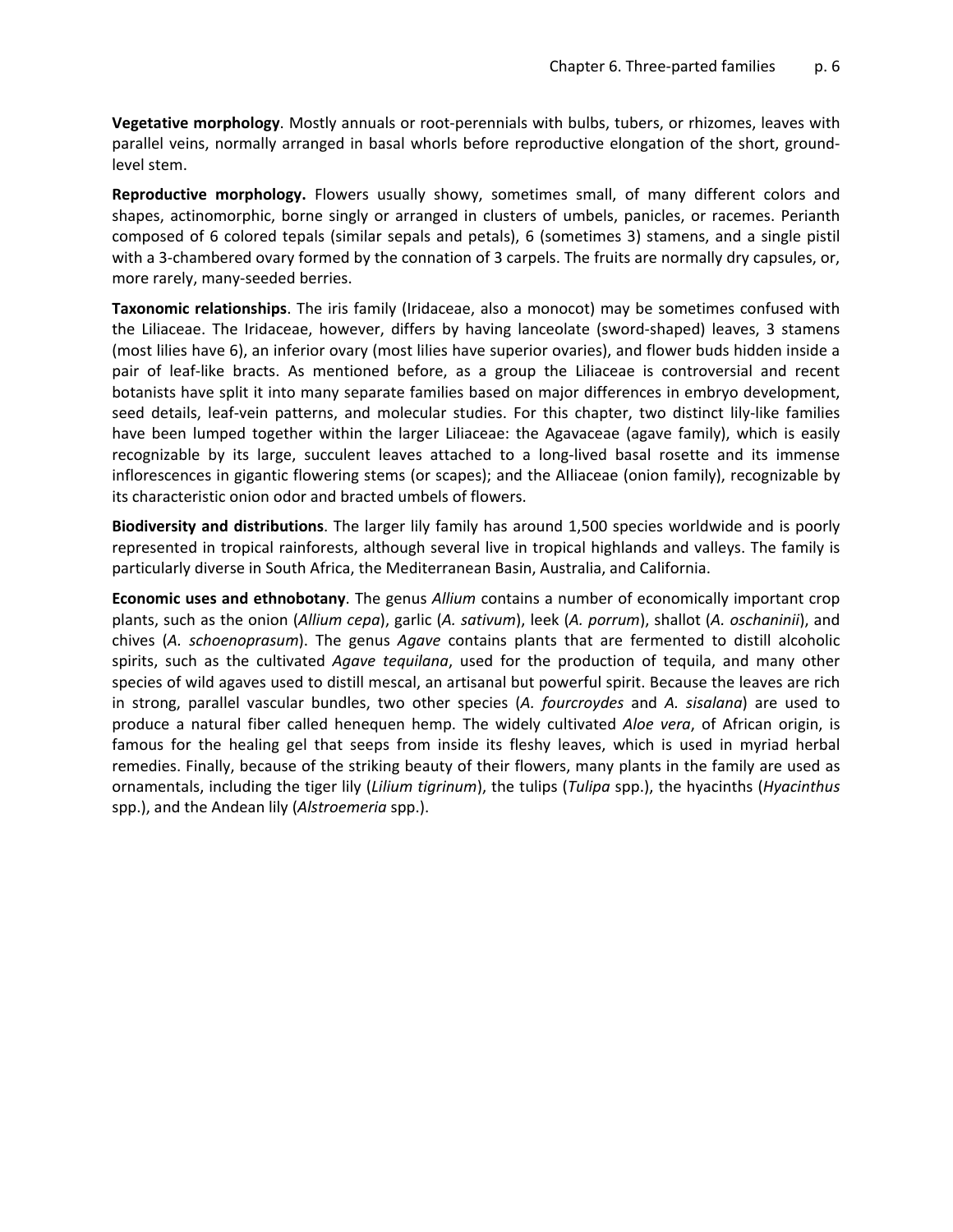**Vegetative morphology**. Mostly annuals or root-perennials with bulbs, tubers, or rhizomes, leaves with parallel veins, normally arranged in basal whorls before reproductive elongation of the short, ground-level stem.

**Reproductive morphology.** Flowers usually showy, sometimes small, of many different colors and shapes, actinomorphic, borne singly or arranged in clusters of umbels, panicles, or racemes. Perianth composed of 6 colored tepals (similar sepals and petals), 6 (sometimes 3) stamens, and a single pistil with a 3-chambered ovary formed by the connation of 3 carpels. The fruits are normally dry capsules, or, more rarely, many-seeded berries.

**Taxonomic relationships**. The iris family (Iridaceae, also a monocot) may be sometimes confused with the Liliaceae. The Iridaceae, however, differs by having lanceolate (sword-shaped) leaves, 3 stamens (most lilies have 6), an inferior ovary (most lilies have superior ovaries), and flower buds hidden inside a pair of leaf-like bracts. As mentioned before, as a group the Liliaceae is controversial and recent botanists have split it into many separate families based on major differences in embryo development, seed details, leaf-vein patterns, and molecular studies. For this chapter, two distinct lily-like families have been lumped together within the larger Liliaceae: the Agavaceae (agave family), which is easily recognizable by its large, succulent leaves attached to a long-lived basal rosette and its immense inflorescences in gigantic flowering stems (or scapes); and the Alliaceae (onion family), recognizable by its characteristic onion odor and bracted umbels of flowers.

**Biodiversity and distributions**. The larger lily family has around 1,500 species worldwide and is poorly represented in tropical rainforests, although several live in tropical highlands and valleys. The family is particularly diverse in South Africa, the Mediterranean Basin, Australia, and California.

**Economic uses and ethnobotany**. The genus *Allium* contains a number of economically important crop plants, such as the onion (*Allium cepa*), garlic (*A. sativum*), leek (*A. porrum*), shallot (*A. oschaninii*), and chives (*A. schoenoprasum*). The genus *Agave* contains plants that are fermented to distill alcoholic spirits, such as the cultivated *Agave tequilana*, used for the production of tequila, and many other species of wild agaves used to distill mescal, an artisanal but powerful spirit. Because the leaves are rich in strong, parallel vascular bundles, two other species (*A. fourcroydes* and *A. sisalana*) are used to produce a natural fiber called henequen hemp. The widely cultivated *Aloe vera*, of African origin, is famous for the healing gel that seeps from inside its fleshy leaves, which is used in myriad herbal remedies. Finally, because of the striking beauty of their flowers, many plants in the family are used as ornamentals, including the tiger lily (*Lilium tigrinum*), the tulips (*Tulipa* spp.), the hyacinths (*Hyacinthus* spp.), and the Andean lily (*Alstroemeria* spp.).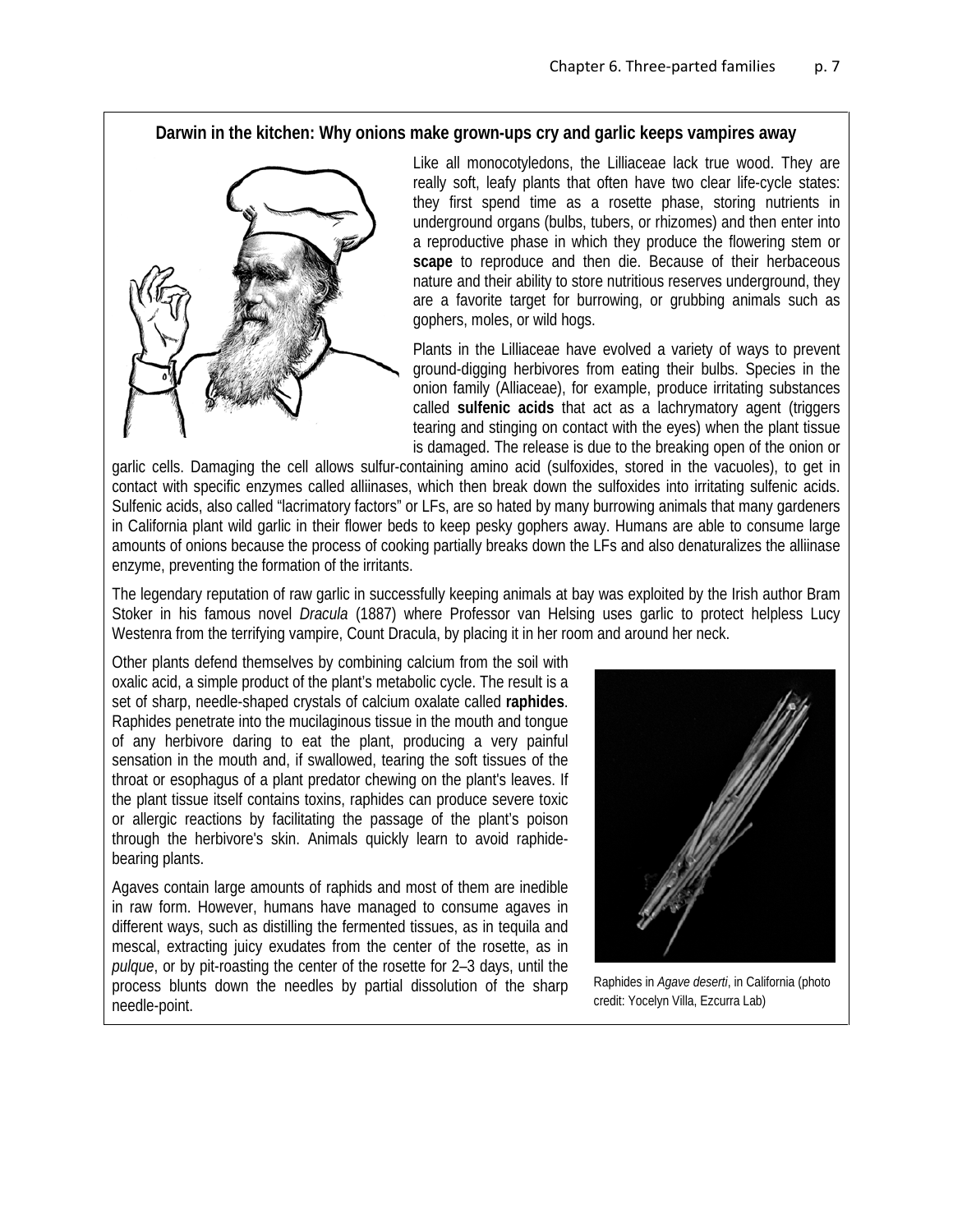### Darwin in the kitchen: Why onions make grown-ups cry and garlic keeps vampires away

Like all monocotyledons, the Lilliaceae lack true wood. They are really soft, leafy plants that often have two clear life-cycle states: they first spend time as a rosette phase, storing nutrients in underground organs (bulbs, tubers, or rhizomes) and then enter into a reproductive phase in which they produce the flowering stem or **scape** to reproduce and then die. Because of their herbaceous nature and their ability to store nutritious reserves underground, they are a favorite target for burrowing, or grubbing animals such as gophers, moles, or wild hogs.

Plants in the Lilliaceae have evolved a variety of ways to prevent ground-digging herbivores from eating their bulbs. Species in the onion family (Alliaceae), for example, produce irritating substances called **sulfenic acids** that act as a lachrymatory agent (triggers tearing and stinging on contact with the eyes) when the plant tissue is damaged. The release is due to the breaking open of the onion or garlic cells. Damaging the cell allows sulfur-containing amino acid (sulfoxides, stored in the vacuoles), to get in contact with specific enzymes called alliinases, which then break down the sulfoxides into irritating sulfenic acids. Sulfenic acids, also called "lacrimatory factors" or LFs, are so hated by many burrowing animals that many gardeners in California plant wild garlic in their flower beds to keep pesky gophers away. Humans are able to consume large amounts of onions because the process of cooking partially breaks down the LFs and also denaturalizes the alliinase enzyme, preventing the formation of the irritants.

The legendary reputation of raw garlic in successfully keeping animals at bay was exploited by the Irish author Bram Stoker in his famous novel *Dracula* (1887) where Professor van Helsing uses garlic to protect helpless Lucy Westenra from the terrifying vampire, Count Dracula, by placing it in her room and around her neck.

Other plants defend themselves by combining calcium from the soil with oxalic acid, a simple product of the plant's metabolic cycle. The result is a set of sharp, needle-shaped crystals of calcium oxalate called **raphides**. Raphides penetrate into the mucilaginous tissue in the mouth and tongue of any herbivore daring to eat the plant, producing a very painful sensation in the mouth and, if swallowed, tearing the soft tissues of the throat or esophagus of a plant predator chewing on the plant's leaves. If the plant tissue itself contains toxins, raphides can produce severe toxic or allergic reactions by facilitating the passage of the plant's poison through the herbivore's skin. Animals quickly learn to avoid raphide-bearing plants.

Agaves contain large amounts of raphids and most of them are inedible in raw form. However, humans have managed to consume agaves in different ways, such as distilling the fermented tissues, as in tequila and mescal, extracting juicy exudates from the center of the rosette, as in *pulque*, or by pit-roasting the center of the rosette for 2–3 days, until the process blunts down the needles by partial dissolution of the sharp needle-point.

Raphides in *Agave deserti*, in California (photo credit: Yocelyn Villa, Ezcurra Lab)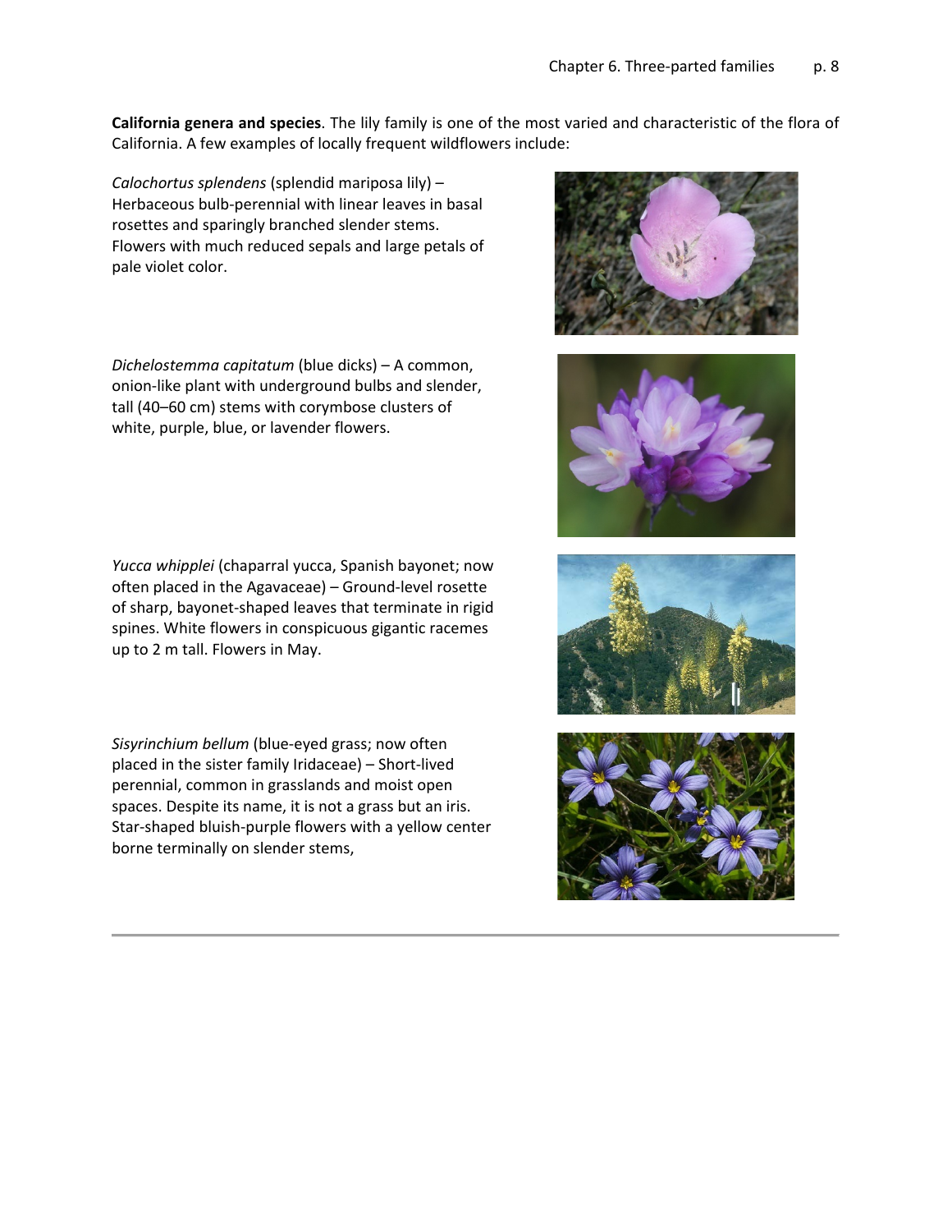**California genera and species**. The lily family is one of the most varied and characteristic of the flora of California. A few examples of locally frequent wildflowers include:

*Calochortus splendens* (splendid mariposa lily) – Herbaceous bulb-perennial with linear leaves in basal rosettes and sparingly branched slender stems. Flowers with much reduced sepals and large petals of pale violet color.

*Dichelostemma capitatum* (blue dicks) – A common, onion-like plant with underground bulbs and slender, tall (40–60 cm) stems with corymbose clusters of white, purple, blue, or lavender flowers.

*Yucca whipplei* (chaparral yucca, Spanish bayonet; now often placed in the Agavaceae) – Ground-level rosette of sharp, bayonet-shaped leaves that terminate in rigid spines. White flowers in conspicuous gigantic racemes up to 2 m tall. Flowers in May.

*Sisyrinchium bellum* (blue-eyed grass; now often placed in the sister family Iridaceae) – Short-lived perennial, common in grasslands and moist open spaces. Despite its name, it is not a grass but an iris. Star-shaped bluish-purple flowers with a yellow center borne terminally on slender stems,